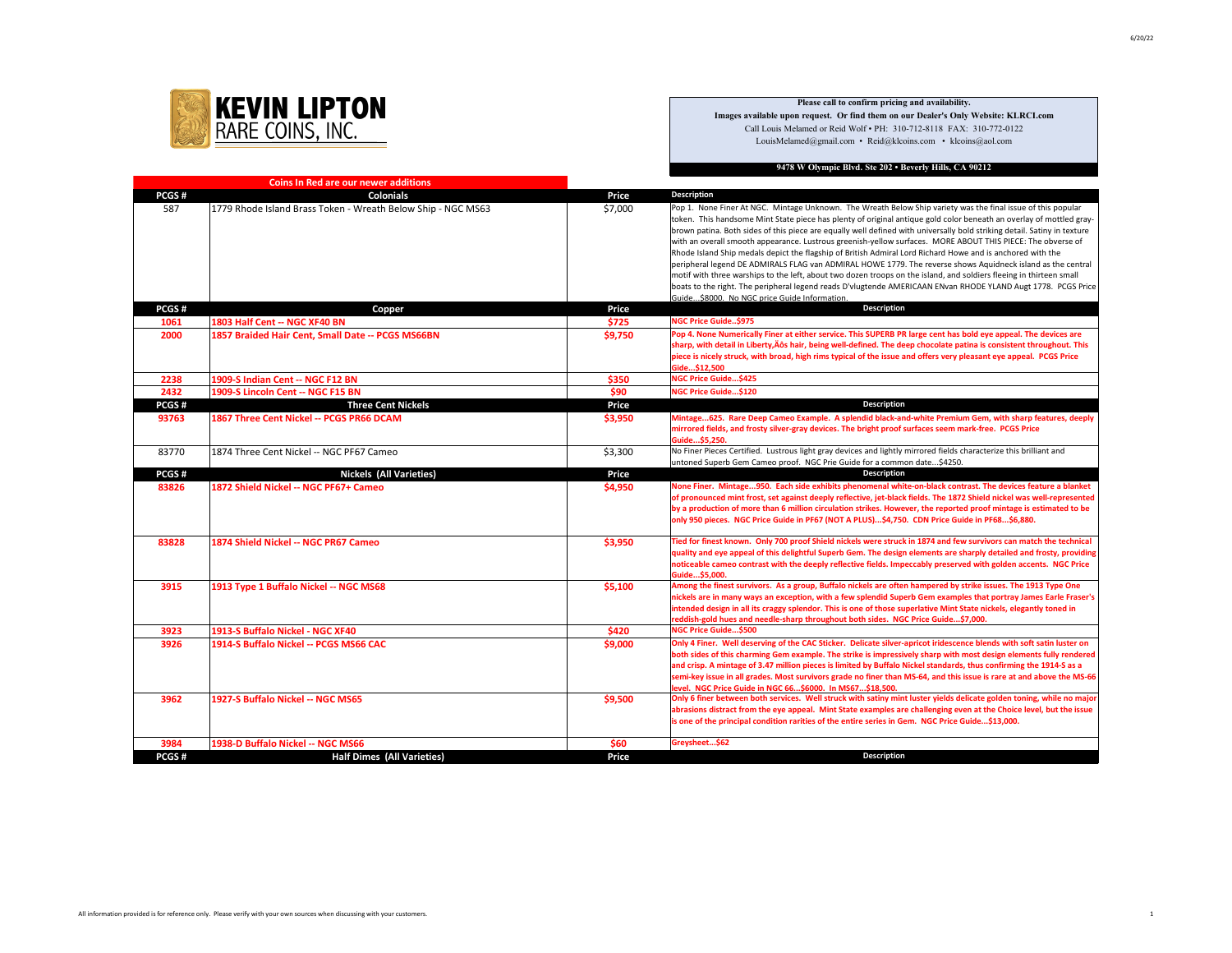KEVIN LIPTON RARE COINS, INC.

**Please call to confirm pricing and availability.**
**Images available upon request. Or find them on our Dealer's Only Website: KLRCI.com**
Call Louis Melamed or Reid Wolf • PH: 310-712-8118 FAX: 310-772-0122
LouisMelamed@gmail.com • Reid@klcoins.com • klcoins@aol.com

**9478 W Olympic Blvd. Ste 202 • Beverly Hills, CA 90212**

**Coins In Red are our newer additions**

| PCGS # | Colonials | Price | Description |
|---|---|---|---|
| 587 | 1779 Rhode Island Brass Token - Wreath Below Ship - NGC MS63 | $7,000 | Pop 1. None Finer At NGC. Mintage Unknown. The Wreath Below Ship variety was the final issue of this popular token. This handsome Mint State piece has plenty of original antique gold color beneath an overlay of mottled gray-brown patina. Both sides of this piece are equally well defined with universally bold striking detail. Satiny in texture with an overall smooth appearance. Lustrous greenish-yellow surfaces. MORE ABOUT THIS PIECE: The obverse of Rhode Island Ship medals depict the flagship of British Admiral Lord Richard Howe and is anchored with the peripheral legend DE ADMIRALS FLAG van ADMIRAL HOWE 1779. The reverse shows Aquidneck island as the central motif with three warships to the left, about two dozen troops on the island, and soldiers fleeing in thirteen small boats to the right. The peripheral legend reads D'vlugtende AMERICAAN ENvan RHODE YLAND Augt 1778. PCGS Price Guide...$8000. No NGC price Guide Information. |
| **PCGS #** | **Copper** | **Price** | **Description** |
| **1061** | **1803 Half Cent -- NGC XF40 BN** | **$725** | **NGC Price Guide..$975** |
| **2000** | **1857 Braided Hair Cent, Small Date -- PCGS MS66BN** | **$9,750** | **Pop 4. None Numerically Finer at either service. This SUPERB PR large cent has bold eye appeal. The devices are sharp, with detail in Liberty‚Äôs hair, being well-defined. The deep chocolate patina is consistent throughout. This piece is nicely struck, with broad, high rims typical of the issue and offers very pleasant eye appeal. PCGS Price Guide...$12,500** |
| **2238** | **1909-S Indian Cent -- NGC F12 BN** | **$350** | **NGC Price Guide...$425** |
| **2432** | **1909-S Lincoln Cent -- NGC F15 BN** | **$90** | **NGC Price Guide...$120** |
| **PCGS #** | **Three Cent Nickels** | **Price** | **Description** |
| **93763** | **1867 Three Cent Nickel -- PCGS PR66 DCAM** | **$3,950** | **Mintage...625. Rare Deep Cameo Example. A splendid black-and-white Premium Gem, with sharp features, deeply mirrored fields, and frosty silver-gray devices. The bright proof surfaces seem mark-free. PCGS Price Guide...$5,250.** |
| 83770 | 1874 Three Cent Nickel -- NGC PF67 Cameo | $3,300 | No Finer Pieces Certified. Lustrous light gray devices and lightly mirrored fields characterize this brilliant and untoned Superb Gem Cameo proof. NGC Prie Guide for a common date...$4250. |
| **PCGS #** | **Nickels (All Varieties)** | **Price** | **Description** |
| **83826** | **1872 Shield Nickel -- NGC PF67+ Cameo** | **$4,950** | **None Finer. Mintage...950. Each side exhibits phenomenal white-on-black contrast. The devices feature a blanket of pronounced mint frost, set against deeply reflective, jet-black fields. The 1872 Shield nickel was well-represented by a production of more than 6 million circulation strikes. However, the reported proof mintage is estimated to be only 950 pieces. NGC Price Guide in PF67 (NOT A PLUS)...$4,750. CDN Price Guide in PF68...$6,880.** |
| **83828** | **1874 Shield Nickel -- NGC PR67 Cameo** | **$3,950** | **Tied for finest known. Only 700 proof Shield nickels were struck in 1874 and few survivors can match the technical quality and eye appeal of this delightful Superb Gem. The design elements are sharply detailed and frosty, providing noticeable cameo contrast with the deeply reflective fields. Impeccably preserved with golden accents. NGC Price Guide...$5,000.** |
| **3915** | **1913 Type 1 Buffalo Nickel -- NGC MS68** | **$5,100** | **Among the finest survivors. As a group, Buffalo nickels are often hampered by strike issues. The 1913 Type One nickels are in many ways an exception, with a few splendid Superb Gem examples that portray James Earle Fraser's intended design in all its craggy splendor. This is one of those superlative Mint State nickels, elegantly toned in reddish-gold hues and needle-sharp throughout both sides. NGC Price Guide...$7,000.** |
| **3923** | **1913-S Buffalo Nickel - NGC XF40** | **$420** | **NGC Price Guide...$500** |
| **3926** | **1914-S Buffalo Nickel -- PCGS MS66 CAC** | **$9,000** | **Only 4 Finer. Well deserving of the CAC Sticker. Delicate silver-apricot iridescence blends with soft satin luster on both sides of this charming Gem example. The strike is impressively sharp with most design elements fully rendered and crisp. A mintage of 3.47 million pieces is limited by Buffalo Nickel standards, thus confirming the 1914-S as a semi-key issue in all grades. Most survivors grade no finer than MS-64, and this issue is rare at and above the MS-66 level. NGC Price Guide in NGC 66...$6000. In MS67...$18,500.** |
| **3962** | **1927-S Buffalo Nickel -- NGC MS65** | **$9,500** | **Only 6 finer between both services. Well struck with satiny mint luster yields delicate golden toning, while no major abrasions distract from the eye appeal. Mint State examples are challenging even at the Choice level, but the issue is one of the principal condition rarities of the entire series in Gem. NGC Price Guide...$13,000.** |
| **3984** | **1938-D Buffalo Nickel -- NGC MS66** | **$60** | **Greysheet...$62** |
| **PCGS #** | **Half Dimes (All Varieties)** | **Price** | **Description** |

All information provided is for reference only. Please verify with your own sources when discussing with your customers.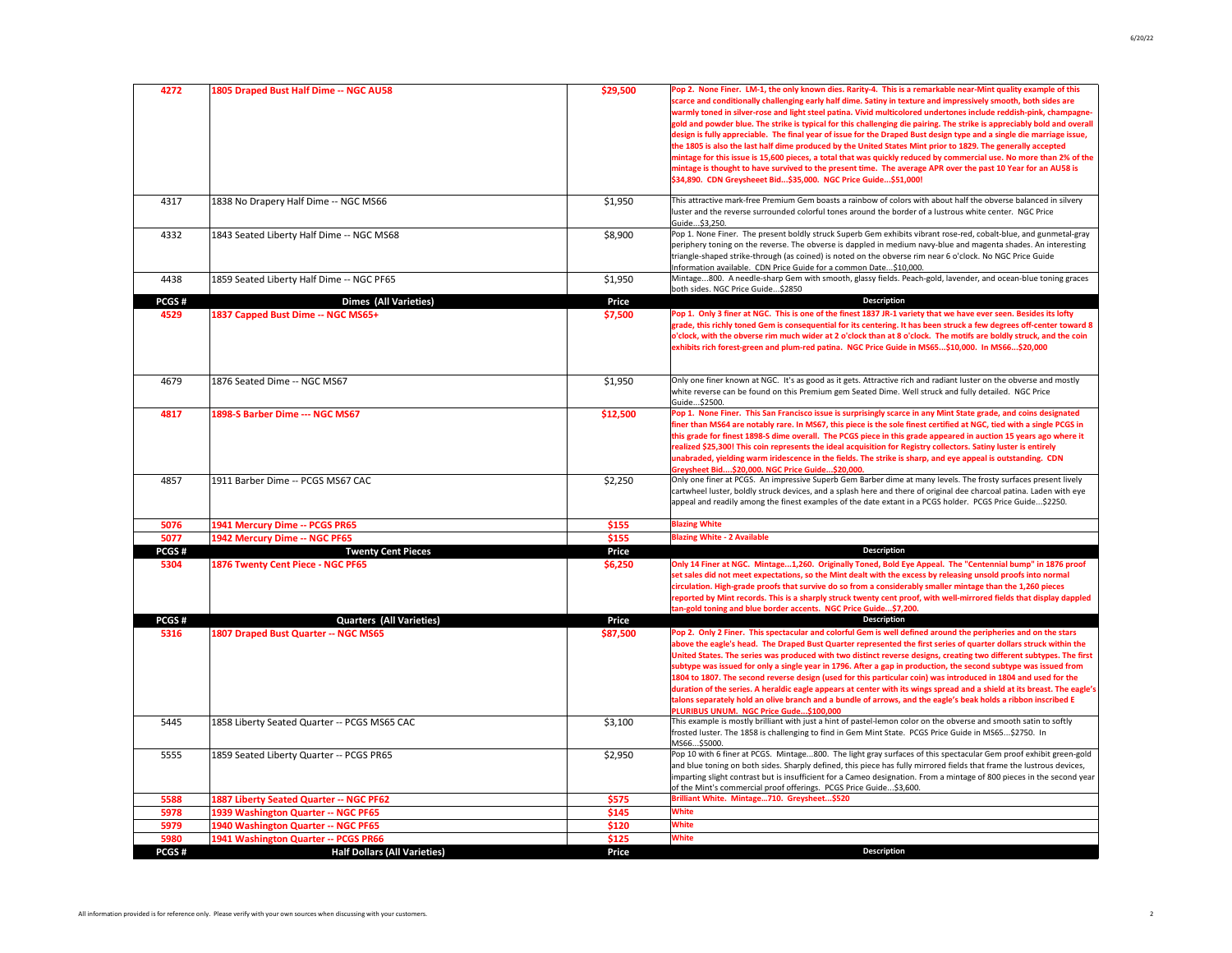| PCGS # | | Price | Description |
|---|---|---|---|
| **4272** | **1805 Draped Bust Half Dime -- NGC AU58** | **$29,500** | **Pop 2. None Finer. LM-1, the only known dies. Rarity-4. This is a remarkable near-Mint quality example of this scarce and conditionally challenging early half dime. Satiny in texture and impressively smooth, both sides are warmly toned in silver-rose and light steel patina. Vivid multicolored undertones include reddish-pink, champagne-gold and powder blue. The strike is typical for this challenging die pairing. The strike is appreciably bold and overall design is fully appreciable. The final year of issue for the Draped Bust design type and a single die marriage issue, the 1805 is also the last half dime produced by the United States Mint prior to 1829. The generally accepted mintage for this issue is 15,600 pieces, a total that was quickly reduced by commercial use. No more than 2% of the mintage is thought to have survived to the present time. The average APR over the past 10 Year for an AU58 is $34,890. CDN Greysheeet Bid...$35,000. NGC Price Guide...$51,000!** |
| 4317 | 1838 No Drapery Half Dime -- NGC MS66 | $1,950 | This attractive mark-free Premium Gem boasts a rainbow of colors with about half the obverse balanced in silvery luster and the reverse surrounded colorful tones around the border of a lustrous white center. NGC Price Guide...$3,250. |
| 4332 | 1843 Seated Liberty Half Dime -- NGC MS68 | $8,900 | Pop 1. None Finer. The present boldly struck Superb Gem exhibits vibrant rose-red, cobalt-blue, and gunmetal-gray periphery toning on the reverse. The obverse is dappled in medium navy-blue and magenta shades. An interesting triangle-shaped strike-through (as coined) is noted on the obverse rim near 6 o'clock. No NGC Price Guide Information available. CDN Price Guide for a common Date...$10,000. |
| 4438 | 1859 Seated Liberty Half Dime -- NGC PF65 | $1,950 | Mintage...800. A needle-sharp Gem with smooth, glassy fields. Peach-gold, lavender, and ocean-blue toning graces both sides. NGC Price Guide...$2850 |
| **PCGS #** | **Dimes (All Varieties)** | **Price** | **Description** |
| **4529** | **1837 Capped Bust Dime -- NGC MS65+** | **$7,500** | **Pop 1. Only 3 finer at NGC. This is one of the finest 1837 JR-1 variety that we have ever seen. Besides its lofty grade, this richly toned Gem is consequential for its centering. It has been struck a few degrees off-center toward 8 o'clock, with the obverse rim much wider at 2 o'clock than at 8 o'clock. The motifs are boldly struck, and the coin exhibits rich forest-green and plum-red patina. NGC Price Guide in MS65...$10,000. In MS66...$20,000** |
| 4679 | 1876 Seated Dime -- NGC MS67 | $1,950 | Only one finer known at NGC. It's as good as it gets. Attractive rich and radiant luster on the obverse and mostly white reverse can be found on this Premium gem Seated Dime. Well struck and fully detailed. NGC Price Guide...$2500. |
| **4817** | **1898-S Barber Dime --- NGC MS67** | **$12,500** | **Pop 1. None Finer. This San Francisco issue is surprisingly scarce in any Mint State grade, and coins designated finer than MS64 are notably rare. In MS67, this piece is the sole finest certified at NGC, tied with a single PCGS in this grade for finest 1898-S dime overall. The PCGS piece in this grade appeared in auction 15 years ago where it realized $25,300! This coin represents the ideal acquisition for Registry collectors. Satiny luster is entirely unabraded, yielding warm iridescence in the fields. The strike is sharp, and eye appeal is outstanding. CDN Greysheet Bid....$20,000. NGC Price Guide...$20,000.** |
| 4857 | 1911 Barber Dime -- PCGS MS67 CAC | $2,250 | Only one finer at PCGS. An impressive Superb Gem Barber dime at many levels. The frosty surfaces present lively cartwheel luster, boldly struck devices, and a splash here and there of original dee charcoal patina. Laden with eye appeal and readily among the finest examples of the date extant in a PCGS holder. PCGS Price Guide...$2250. |
| **5076** | **1941 Mercury Dime -- PCGS PR65** | **$155** | **Blazing White** |
| **5077** | **1942 Mercury Dime -- NGC PF65** | **$155** | **Blazing White - 2 Available** |
| **PCGS #** | **Twenty Cent Pieces** | **Price** | **Description** |
| **5304** | **1876 Twenty Cent Piece - NGC PF65** | **$6,250** | **Only 14 Finer at NGC. Mintage...1,260. Originally Toned, Bold Eye Appeal. The "Centennial bump" in 1876 proof set sales did not meet expectations, so the Mint dealt with the excess by releasing unsold proofs into normal circulation. High-grade proofs that survive do so from a considerably smaller mintage than the 1,260 pieces reported by Mint records. This is a sharply struck twenty cent proof, with well-mirrored fields that display dappled tan-gold toning and blue border accents. NGC Price Guide...$7,200.** |
| **PCGS #** | **Quarters (All Varieties)** | **Price** | **Description** |
| **5316** | **1807 Draped Bust Quarter -- NGC MS65** | **$87,500** | **Pop 2. Only 2 Finer. This spectacular and colorful Gem is well defined around the peripheries and on the stars above the eagle's head. The Draped Bust Quarter represented the first series of quarter dollars struck within the United States. The series was produced with two distinct reverse designs, creating two different subtypes. The first subtype was issued for only a single year in 1796. After a gap in production, the second subtype was issued from 1804 to 1807. The second reverse design (used for this particular coin) was introduced in 1804 and used for the duration of the series. A heraldic eagle appears at center with its wings spread and a shield at its breast. The eagle's talons separately hold an olive branch and a bundle of arrows, and the eagle's beak holds a ribbon inscribed E PLURIBUS UNUM. NGC Price Gude...$100,000** |
| 5445 | 1858 Liberty Seated Quarter -- PCGS MS65 CAC | $3,100 | This example is mostly brilliant with just a hint of pastel-lemon color on the obverse and smooth satin to softly frosted luster. The 1858 is challenging to find in Gem Mint State. PCGS Price Guide in MS65...$2750. In MS66...$5000. |
| 5555 | 1859 Seated Liberty Quarter -- PCGS PR65 | $2,950 | Pop 10 with 6 finer at PCGS. Mintage...800. The light gray surfaces of this spectacular Gem proof exhibit green-gold and blue toning on both sides. Sharply defined, this piece has fully mirrored fields that frame the lustrous devices, imparting slight contrast but is insufficient for a Cameo designation. From a mintage of 800 pieces in the second year of the Mint's commercial proof offerings. PCGS Price Guide...$3,600. |
| **5588** | **1887 Liberty Seated Quarter -- NGC PF62** | **$575** | **Brilliant White. Mintage...710. Greysheet...$520** |
| **5978** | **1939 Washington Quarter -- NGC PF65** | **$145** | **White** |
| **5979** | **1940 Washington Quarter -- NGC PF65** | **$120** | **White** |
| **5980** | **1941 Washington Quarter -- PCGS PR66** | **$125** | **White** |
| **PCGS #** | **Half Dollars (All Varieties)** | **Price** | **Description** |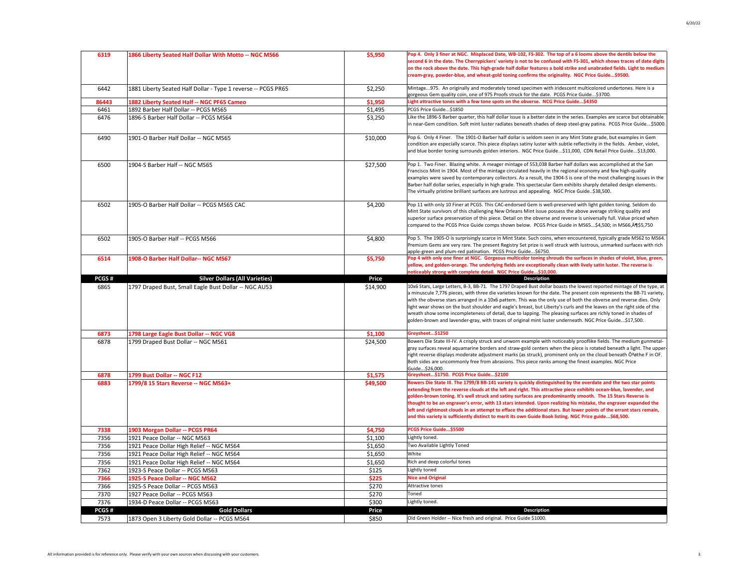| 6319 | **1866 Liberty Seated Half Dollar With Motto -- NGC MS66** | **$5,950** | **Pop 4. Only 3 finer at NGC. Misplaced Date, WB-102, FS-302. The top of a 6 looms above the dentils below the second 6 in the date. The Cherrypickers' variety is not to be confused with FS-301, which shows traces of date digits on the rock above the date. This high-grade half dollar features a bold strike and unabraded fields. Light to medium cream-gray, powder-blue, and wheat-gold toning confirms the originality. NGC Price Guide...$9500.** |
|---|---|---|---|
| 6442 | 1881 Liberty Seated Half Dollar - Type 1 reverse -- PCGS PR65 | $2,250 | Mintage...975. An originally and moderately toned specimen with iridescent multicolored undertones. Here is a gorgeous Gem quality coin, one of 975 Proofs struck for the date. PCGS Price Guide...$3700. |
| **86443** | **1882 Liberty Seated Half -- NGC PF65 Cameo** | **$1,950** | **Light attractive tones with a few tone spots on the obverse. NCG Price Guide...$4350** |
| 6461 | 1892 Barber Half Dollar -- PCGS MS65 | $1,495 | PCGS Price Guide...$1850 |
| 6476 | 1896-S Barber Half Dollar -- PCGS MS64 | $3,250 | Like the 1896-S Barber quarter, this half dollar issue is a better date in the series. Examples are scarce but obtainable in near-Gem condition. Soft mint luster radiates beneath shades of deep steel-gray patina. PCGS Price Guide...$5000. |
| 6490 | 1901-O Barber Half Dollar -- NGC MS65 | $10,000 | Pop 6. Only 4 Finer. The 1901-O Barber half dollar is seldom seen in any Mint State grade, but examples in Gem condition are especially scarce. This piece displays satiny luster with subtle reflectivity in the fields. Amber, violet, and blue border toning surrounds golden interiors. NGC Price Guide...$11,000, CDN Retail Price Guide...$13,000. |
| 6500 | 1904-S Barber Half -- NGC MS65 | $27,500 | Pop 1. Two Finer. Blazing white. A meager mintage of 553,038 Barber half dollars was accomplished at the San Francisco Mint in 1904. Most of the mintage circulated heavily in the regional economy and few high-quality examples were saved by contemporary collectors. As a result, the 1904-S is one of the most challenging issues in the Barber half dollar series, especially in high grade. This spectacular Gem exhibits sharply detailed design elements. The virtually pristine brilliant surfaces are lustrous and appealing. NGC Price Guide..$38,500. |
| 6502 | 1905-O Barber Half Dollar -- PCGS MS65 CAC | $4,200 | Pop 11 with only 10 Finer at PCGS. This CAC-endorsed Gem is well-preserved with light golden toning. Seldom do Mint State survivors of this challenging New Orleans Mint issue possess the above average striking quality and superior surface preservation of this piece. Detail on the obverse and reverse is universally full. Value priced when compared to the PCGS Price Guide comps shown below. PCGS Price Guide in MS65...$4,500; in MS66,Â¶$5,750 |
| 6502 | 1905-O Barber Half -- PCGS MS66 | $4,800 | Pop 5. The 1905-O is surprisingly scarce in Mint State. Such coins, when encountered, typically grade MS62 to MS64. Premium Gems are very rare. The present Registry Set prize is well struck with lustrous, unmarked surfaces with rich apple-green and plum-red patination. PCGS Price Guide...$6750. |
| **6514** | **1908-O Barber Half Dollar-- NGC MS67** | **$5,750** | **Pop 4 with only one finer at NGC. Gorgeous multicolor toning shrouds the surfaces in shades of violet, blue, green, yellow, and golden-orange. The underlying fields are exceptionally clean with lively satin luster. The reverse is noticeably strong with complete detail. NGC Price Guide...$10,000.** |
| **PCGS #** | **Silver Dollars (All Varieties)** | **Price** | **Description** |
| 6865 | 1797 Draped Bust, Small Eagle Bust Dollar -- NGC AU53 | $14,900 | 10x6 Stars, Large Letters, B-3, BB-71. The 1797 Draped Bust dollar boasts the lowest reported mintage of the type, at a minuscule 7,776 pieces, with three die varieties known for the date. The present coin represents the BB-71 variety, with the obverse stars arranged in a 10x6 pattern. This was the only use of both the obverse and reverse dies. Only light wear shows on the bust shoulder and eagle's breast, but Liberty's curls and the leaves on the right side of the wreath show some incompleteness of detail, due to lapping. The pleasing surfaces are richly toned in shades of golden-brown and lavender-gray, with traces of original mint luster underneath. NGC Price Guide...$17,500. |
| **6873** | **1798 Large Eagle Bust Dollar -- NGC VG8** | **$1,100** | **Greysheet...$1250** |
| 6878 | 1799 Draped Bust Dollar -- NGC MS61 | $24,500 | Bowers Die State III-IV. A crisply struck and unworn example with noticeably prooflike fields. The medium gunmetal-gray surfaces reveal aquamarine borders and straw-gold centers when the piece is rotated beneath a light. The upper-right reverse displays moderate adjustment marks (as struck), prominent only on the cloud beneath Ôªthe F in OF. Both sides are uncommonly free from abrasions. This piece ranks among the finest examples. NGC Price Guide...$26,000. |
| **6878** | **1799 Bust Dollar -- NGC F12** | **$1,575** | **Greysheet...$1750. PCGS Price Guide...$2100** |
| **6883** | **1799/8 15 Stars Reverse -- NGC MS63+** | **$49,500** | **Bowers Die State III. The 1799/8 BB-141 variety is quickly distinguished by the overdate and the two star points extending from the reverse clouds at the left and right. This attractive piece exhibits ocean-blue, lavender, and golden-brown toning. It's well struck and satiny surfaces are predominantly smooth. The 15 Stars Reverse is thought to be an engraver's error, with 13 stars intended. Upon realizing his mistake, the engraver expanded the left and rightmost clouds in an attempt to efface the additional stars. But lower points of the errant stars remain, and this variety is sufficiently distinct to merit its own Guide Book listing. NGC Price guide...$68,500.** |
| **7338** | **1903 Morgan Dollar -- PCGS PR64** | **$4,750** | **PCGS Price Guide...$5500** |
| 7356 | 1921 Peace Dollar -- NGC MS63 | $1,100 | Lightly toned. |
| 7356 | 1921 Peace Dollar High Relief -- NGC MS64 | $1,650 | Two Available Lightly Toned |
| 7356 | 1921 Peace Dollar High Relief -- NGC MS64 | $1,650 | White |
| 7356 | 1921 Peace Dollar High Relief -- NGC MS64 | $1,650 | Rich and deep colorful tones |
| 7362 | 1923-S Peace Dollar -- PCGS MS63 | $125 | Lightly toned |
| **7366** | **1925-S Peace Dollar -- NGC MS62** | **$225** | **Nice and Original** |
| 7366 | 1925-S Peace Dollar -- PCGS MS63 | $270 | Attractive tones |
| 7370 | 1927 Peace Dollar -- PCGS MS63 | $270 | Toned |
| 7376 | 1934-D Peace Dollar -- PCGS MS63 | $300 | Lightly toned. |
| **PCGS #** | **Gold Dollars** | **Price** | **Description** |
| 7573 | 1873 Open 3 Liberty Gold Dollar -- PCGS MS64 | $850 | Old Green Holder -- Nice fresh and original. Price Guide $1000. |

All information provided is for reference only. Please verify with your own sources when discussing with your customers.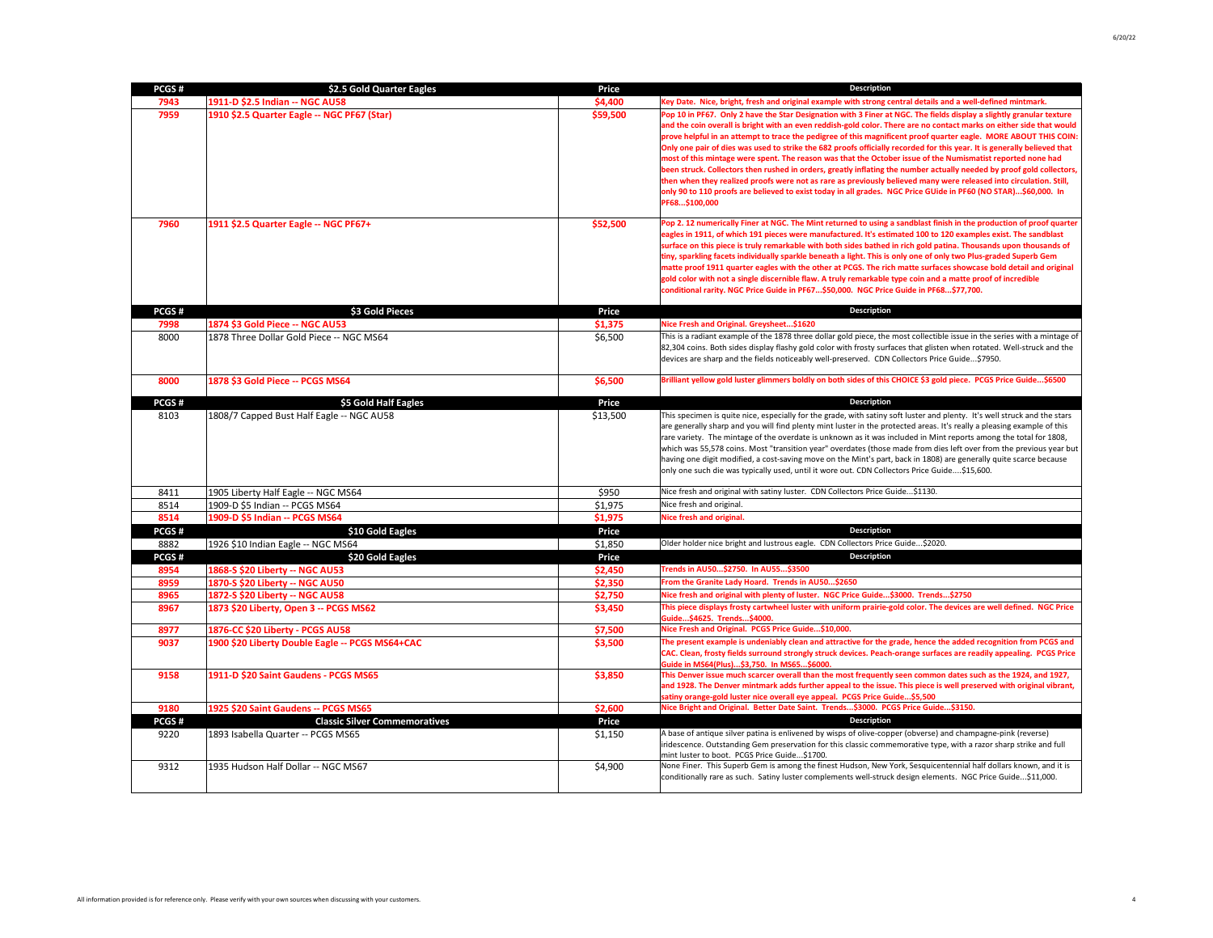| PCGS # | $2.5 Gold Quarter Eagles | Price | Description |
|---|---|---|---|
| **7943** | **1911-D $2.5 Indian -- NGC AU58** | **$4,400** | **Key Date. Nice, bright, fresh and original example with strong central details and a well-defined mintmark.** |
| **7959** | **1910 $2.5 Quarter Eagle -- NGC PF67 (Star)** | **$59,500** | **Pop 10 in PF67. Only 2 have the Star Designation with 3 Finer at NGC. The fields display a slightly granular texture and the coin overall is bright with an even reddish-gold color. There are no contact marks on either side that would prove helpful in an attempt to trace the pedigree of this magnificent proof quarter eagle. MORE ABOUT THIS COIN: Only one pair of dies was used to strike the 682 proofs officially recorded for this year. It is generally believed that most of this mintage were spent. The reason was that the October issue of the Numismatist reported none had been struck. Collectors then rushed in orders, greatly inflating the number actually needed by proof gold collectors, then when they realized proofs were not as rare as previously believed many were released into circulation. Still, only 90 to 110 proofs are believed to exist today in all grades. NGC Price GUide in PF60 (NO STAR)...$60,000. In PF68...$100,000** |
| **7960** | **1911 $2.5 Quarter Eagle -- NGC PF67+** | **$52,500** | **Pop 2. 12 numerically Finer at NGC. The Mint returned to using a sandblast finish in the production of proof quarter eagles in 1911, of which 191 pieces were manufactured. It's estimated 100 to 120 examples exist. The sandblast surface on this piece is truly remarkable with both sides bathed in rich gold patina. Thousands upon thousands of tiny, sparkling facets individually sparkle beneath a light. This is only one of only two Plus-graded Superb Gem matte proof 1911 quarter eagles with the other at PCGS. The rich matte surfaces showcase bold detail and original gold color with not a single discernible flaw. A truly remarkable type coin and a matte proof of incredible conditional rarity. NGC Price Guide in PF67...$50,000. NGC Price Guide in PF68...$77,700.** |
| **PCGS #** | **$3 Gold Pieces** | **Price** | **Description** |
| **7998** | **1874 $3 Gold Piece -- NGC AU53** | **$1,375** | **Nice Fresh and Original. Greysheet...$1620** |
| 8000 | 1878 Three Dollar Gold Piece -- NGC MS64 | $6,500 | This is a radiant example of the 1878 three dollar gold piece, the most collectible issue in the series with a mintage of 82,304 coins. Both sides display flashy gold color with frosty surfaces that glisten when rotated. Well-struck and the devices are sharp and the fields noticeably well-preserved. CDN Collectors Price Guide...$7950. |
| **8000** | **1878 $3 Gold Piece -- PCGS MS64** | **$6,500** | **Brilliant yellow gold luster glimmers boldly on both sides of this CHOICE $3 gold piece. PCGS Price Guide...$6500** |
| **PCGS #** | **$5 Gold Half Eagles** | **Price** | **Description** |
| 8103 | 1808/7 Capped Bust Half Eagle -- NGC AU58 | $13,500 | This specimen is quite nice, especially for the grade, with satiny soft luster and plenty. It's well struck and the stars are generally sharp and you will find plenty mint luster in the protected areas. It's really a pleasing example of this rare variety. The mintage of the overdate is unknown as it was included in Mint reports among the total for 1808, which was 55,578 coins. Most "transition year" overdates (those made from dies left over from the previous year but having one digit modified, a cost-saving move on the Mint's part, back in 1808) are generally quite scarce because only one such die was typically used, until it wore out. CDN Collectors Price Guide....$15,600. |
| 8411 | 1905 Liberty Half Eagle -- NGC MS64 | $950 | Nice fresh and original with satiny luster. CDN Collectors Price Guide...$1130. |
| 8514 | 1909-D $5 Indian -- PCGS MS64 | $1,975 | Nice fresh and original. |
| **8514** | **1909-D $5 Indian -- PCGS MS64** | **$1,975** | **Nice fresh and original.** |
| **PCGS #** | **$10 Gold Eagles** | **Price** | **Description** |
| 8882 | 1926 $10 Indian Eagle -- NGC MS64 | $1,850 | Older holder nice bright and lustrous eagle. CDN Collectors Price Guide...$2020. |
| **PCGS #** | **$20 Gold Eagles** | **Price** | **Description** |
| **8954** | **1868-S $20 Liberty -- NGC AU53** | **$2,450** | **Trends in AU50...$2750. In AU55...$3500** |
| **8959** | **1870-S $20 Liberty -- NGC AU50** | **$2,350** | **From the Granite Lady Hoard. Trends in AU50...$2650** |
| **8965** | **1872-S $20 Liberty -- NGC AU58** | **$2,750** | **Nice fresh and original with plenty of luster. NGC Price Guide...$3000. Trends...$2750** |
| **8967** | **1873 $20 Liberty, Open 3 -- PCGS MS62** | **$3,450** | **This piece displays frosty cartwheel luster with uniform prairie-gold color. The devices are well defined. NGC Price Guide...$4625. Trends...$4000.** |
| **8977** | **1876-CC $20 Liberty - PCGS AU58** | **$7,500** | **Nice Fresh and Original. PCGS Price Guide...$10,000.** |
| **9037** | **1900 $20 Liberty Double Eagle -- PCGS MS64+CAC** | **$3,500** | **The present example is undeniably clean and attractive for the grade, hence the added recognition from PCGS and CAC. Clean, frosty fields surround strongly struck devices. Peach-orange surfaces are readily appealing. PCGS Price Guide in MS64(Plus)...$3,750. In MS65...$6000.** |
| **9158** | **1911-D $20 Saint Gaudens - PCGS MS65** | **$3,850** | **This Denver issue much scarcer overall than the most frequently seen common dates such as the 1924, and 1927, and 1928. The Denver mintmark adds further appeal to the issue. This piece is well preserved with original vibrant, satiny orange-gold luster nice overall eye appeal. PCGS Price Guide...$5,500** |
| **9180** | **1925 $20 Saint Gaudens -- PCGS MS65** | **$2,600** | **Nice Bright and Original. Better Date Saint. Trends...$3000. PCGS Price Guide...$3150.** |
| **PCGS #** | **Classic Silver Commemoratives** | **Price** | **Description** |
| 9220 | 1893 Isabella Quarter -- PCGS MS65 | $1,150 | A base of antique silver patina is enlivened by wisps of olive-copper (obverse) and champagne-pink (reverse) iridescence. Outstanding Gem preservation for this classic commemorative type, with a razor sharp strike and full mint luster to boot. PCGS Price Guide...$1700. |
| 9312 | 1935 Hudson Half Dollar -- NGC MS67 | $4,900 | None Finer. This Superb Gem is among the finest Hudson, New York, Sesquicentennial half dollars known, and it is conditionally rare as such. Satiny luster complements well-struck design elements. NGC Price Guide...$11,000. |